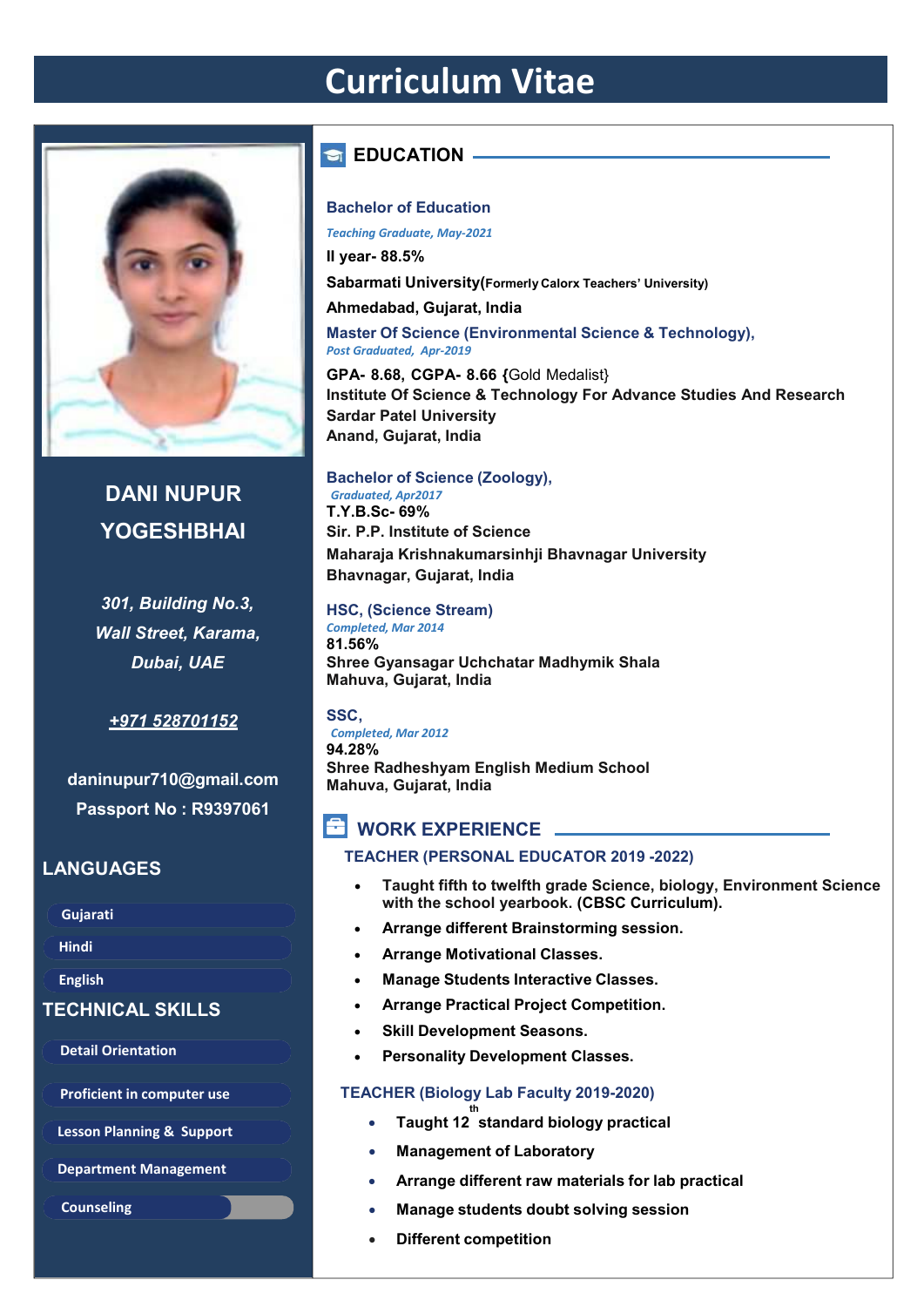# Curriculum Vitae

## DANI NUPUR YOGESHBHAI

*301, Building No.3, Wall Street, Karama, Dubai, UAE*

+971 528701152

daninupur710@gmail.com

Passport No : R9397061

## LANGUAGES

- Gujarati
- Hindi
- English

## TECHNICAL SKILLS

- Detail Orientation
- Proficient in computer use
- Lesson Planning & Support
- Department Management
- Counseling

## EDUCATION

**Bachelor of Education**

*Teaching Graduate, May-2021*

**II year- 88.5%**

**Sabarmati University(Formerly Calorx Teachers' University)**

**Ahmedabad, Gujarat, India**

**Master Of Science (Environmental Science & Technology),**

*Post Graduated, Apr-2019*

**GPA- 8.68, CGPA- 8.66 {**Gold Medalist}

**Institute Of Science & Technology For Advance Studies And Research**

**Sardar Patel University**

**Anand, Gujarat, India**

**Bachelor of Science (Zoology),**

*Graduated, Apr2017*

**T.Y.B.Sc- 69%**

**Sir. P.P. Institute of Science**

**Maharaja Krishnakumarsinhji Bhavnagar University**

**Bhavnagar, Gujarat, India**

**HSC, (Science Stream)**

*Completed, Mar 2014*

**81.56%**

**Shree Gyansagar Uchchatar Madhymik Shala**

**Mahuva, Gujarat, India**

**SSC,**

*Completed, Mar 2012*

**94.28%**

**Shree Radheshyam English Medium School**

**Mahuva, Gujarat, India**

## WORK EXPERIENCE

### TEACHER (PERSONAL EDUCATOR 2019 -2022)

- Taught fifth to twelfth grade Science, biology, Environment Science with the school yearbook. (CBSC Curriculum).
- Arrange different Brainstorming session.
- Arrange Motivational Classes.
- Manage Students Interactive Classes.
- Arrange Practical Project Competition.
- Skill Development Seasons.
- Personality Development Classes.

### TEACHER (Biology Lab Faculty 2019-2020)

- Taught 12th standard biology practical
- Management of Laboratory
- Arrange different raw materials for lab practical
- Manage students doubt solving session
- Different competition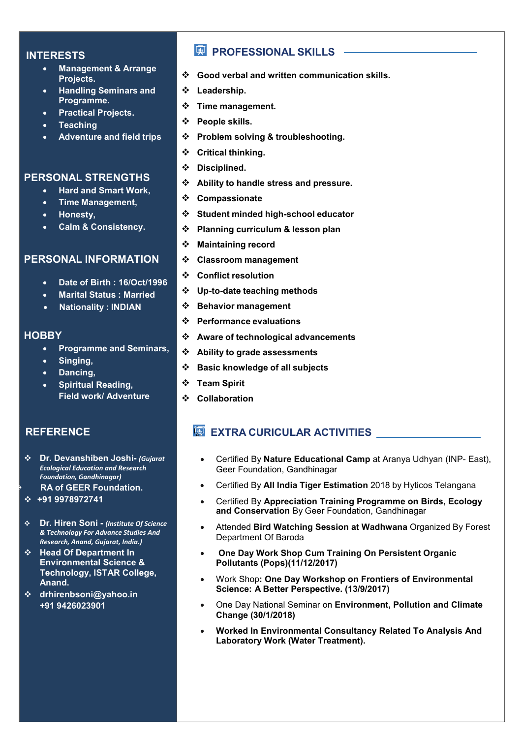## INTERESTS

- **Management & Arrange Projects.**
- **Handling Seminars and Programme.**
- **Practical Projects.**
- **Teaching**
- **Adventure and field trips**

## PERSONAL STRENGTHS

- **Hard and Smart Work,**
- **Time Management,**
- **Honesty,**
- **Calm & Consistency.**

## PERSONAL INFORMATION

- **Date of Birth : 16/Oct/1996**
- **Marital Status : Married**
- **Nationality : INDIAN**

## HOBBY

- **Programme and Seminars,**
- **Singing,**
- **Dancing,**
- **Spiritual Reading, Field work/ Adventure**

## REFERENCE

- **Dr. Devanshiben Joshi-** ***(Gujarat Ecological Education and Research Foundation, Gandhinagar)***
- **RA of GEER Foundation.**
- **+91 9978972741**

- **Dr. Hiren Soni -** ***(Institute Of Science & Technology For Advance Studies And Research, Anand, Gujarat, India.)***
- **Head Of Department In Environmental Science & Technology, ISTAR College, Anand.**
- **drhirenbsoni@yahoo.in +91 9426023901**

## PROFESSIONAL SKILLS

- **Good verbal and written communication skills.**
- **Leadership.**
- **Time management.**
- **People skills.**
- **Problem solving & troubleshooting.**
- **Critical thinking.**
- **Disciplined.**
- **Ability to handle stress and pressure.**
- **Compassionate**
- **Student minded high-school educator**
- **Planning curriculum & lesson plan**
- **Maintaining record**
- **Classroom management**
- **Conflict resolution**
- **Up-to-date teaching methods**
- **Behavior management**
- **Performance evaluations**
- **Aware of technological advancements**
- **Ability to grade assessments**
- **Basic knowledge of all subjects**
- **Team Spirit**
- **Collaboration**

## EXTRA CURICULAR ACTIVITIES

- Certified By **Nature Educational Camp** at Aranya Udhyan (INP- East), Geer Foundation, Gandhinagar
- Certified By **All India Tiger Estimation** 2018 by Hyticos Telangana
- Certified By **Appreciation Training Programme on Birds, Ecology and Conservation** By Geer Foundation, Gandhinagar
- Attended **Bird Watching Session at Wadhwana** Organized By Forest Department Of Baroda
- **One Day Work Shop Cum Training On Persistent Organic Pollutants (Pops)(11/12/2017)**
- Work Shop**: One Day Workshop on Frontiers of Environmental Science: A Better Perspective. (13/9/2017)**
- One Day National Seminar on **Environment, Pollution and Climate Change (30/1/2018)**
- **Worked In Environmental Consultancy Related To Analysis And Laboratory Work (Water Treatment).**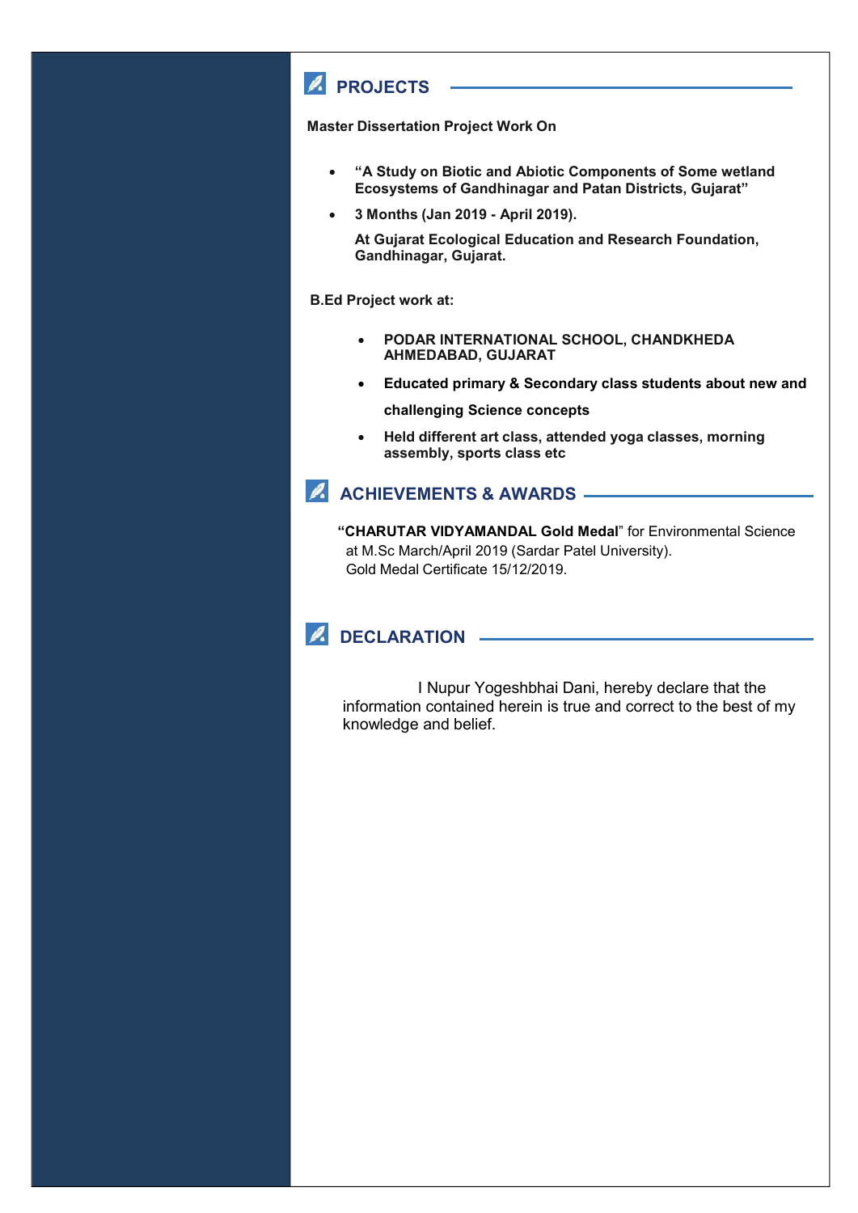## PROJECTS

**Master Dissertation Project Work On**

- **"A Study on Biotic and Abiotic Components of Some wetland Ecosystems of Gandhinagar and Patan Districts, Gujarat"**
- **3 Months (Jan 2019 - April 2019).**

  **At Gujarat Ecological Education and Research Foundation, Gandhinagar, Gujarat.**

**B.Ed Project work at:**

- **PODAR INTERNATIONAL SCHOOL, CHANDKHEDA AHMEDABAD, GUJARAT**
- **Educated primary & Secondary class students about new and challenging Science concepts**
- **Held different art class, attended yoga classes, morning assembly, sports class etc**

## ACHIEVEMENTS & AWARDS

"**CHARUTAR VIDYAMANDAL Gold Medal**" for Environmental Science at M.Sc March/April 2019 (Sardar Patel University).
Gold Medal Certificate 15/12/2019.

## DECLARATION

I Nupur Yogeshbhai Dani, hereby declare that the information contained herein is true and correct to the best of my knowledge and belief.